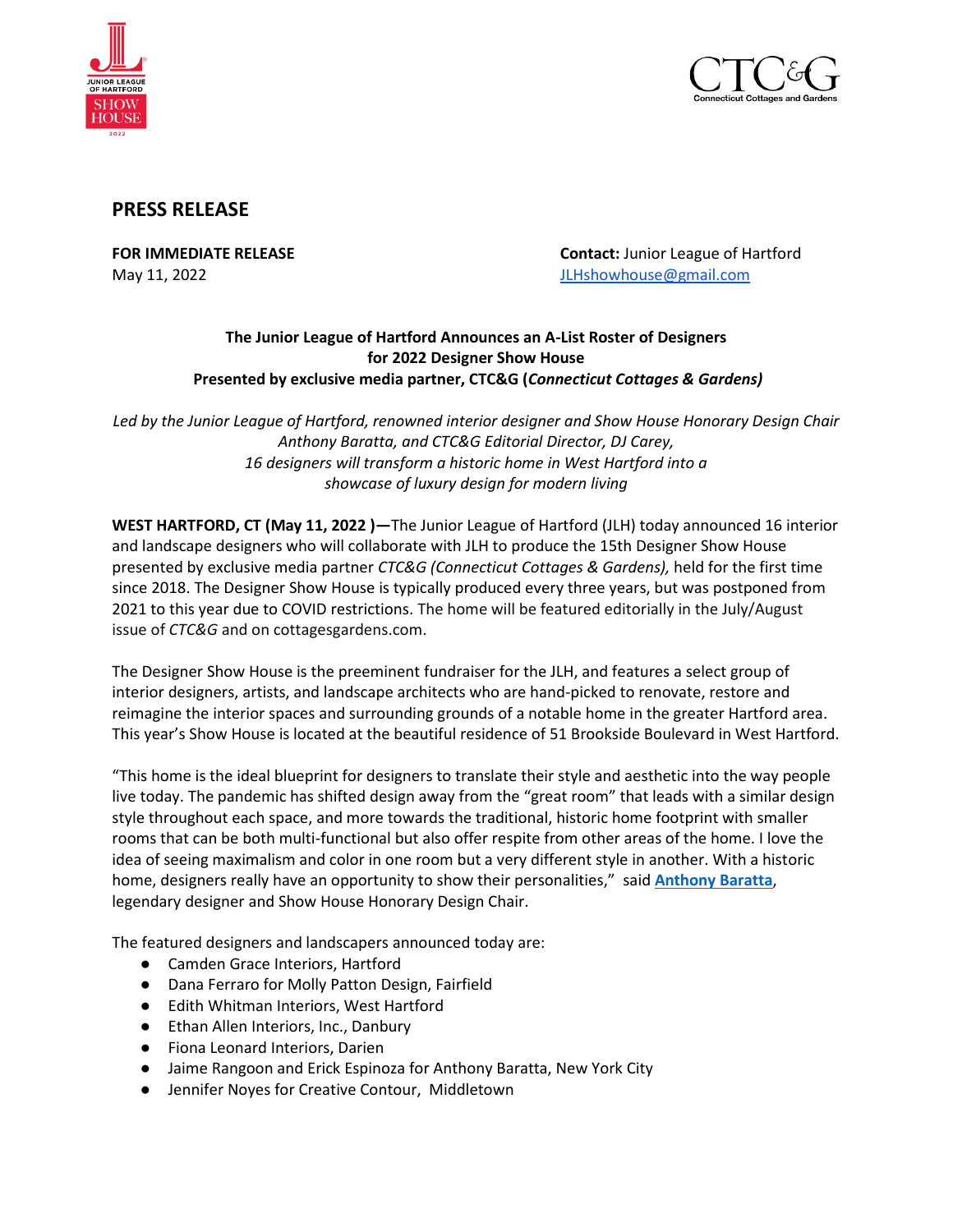## PRESS RELEASE

**FOR IMMEDIATE RELEASE**
May 11, 2022

**Contact:** Junior League of Hartford
JLHshowhouse@gmail.com

**The Junior League of Hartford Announces an A-List Roster of Designers for 2022 Designer Show House Presented by exclusive media partner, CTC&G (*Connecticut Cottages & Gardens)***

*Led by the Junior League of Hartford, renowned interior designer and Show House Honorary Design Chair Anthony Baratta, and CTC&G Editorial Director, DJ Carey, 16 designers will transform a historic home in West Hartford into a showcase of luxury design for modern living*

**WEST HARTFORD, CT (May 11, 2022 )—**The Junior League of Hartford (JLH) today announced 16 interior and landscape designers who will collaborate with JLH to produce the 15th Designer Show House presented by exclusive media partner *CTC&G (Connecticut Cottages & Gardens),* held for the first time since 2018. The Designer Show House is typically produced every three years, but was postponed from 2021 to this year due to COVID restrictions. The home will be featured editorially in the July/August issue of *CTC&G* and on cottagesgardens.com.

The Designer Show House is the preeminent fundraiser for the JLH, and features a select group of interior designers, artists, and landscape architects who are hand-picked to renovate, restore and reimagine the interior spaces and surrounding grounds of a notable home in the greater Hartford area. This year's Show House is located at the beautiful residence of 51 Brookside Boulevard in West Hartford.

"This home is the ideal blueprint for designers to translate their style and aesthetic into the way people live today. The pandemic has shifted design away from the "great room" that leads with a similar design style throughout each space, and more towards the traditional, historic home footprint with smaller rooms that can be both multi-functional but also offer respite from other areas of the home. I love the idea of seeing maximalism and color in one room but a very different style in another. With a historic home, designers really have an opportunity to show their personalities," said **Anthony Baratta**, legendary designer and Show House Honorary Design Chair.

The featured designers and landscapers announced today are:

- Camden Grace Interiors, Hartford
- Dana Ferraro for Molly Patton Design, Fairfield
- Edith Whitman Interiors, West Hartford
- Ethan Allen Interiors, Inc., Danbury
- Fiona Leonard Interiors, Darien
- Jaime Rangoon and Erick Espinoza for Anthony Baratta, New York City
- Jennifer Noyes for Creative Contour, Middletown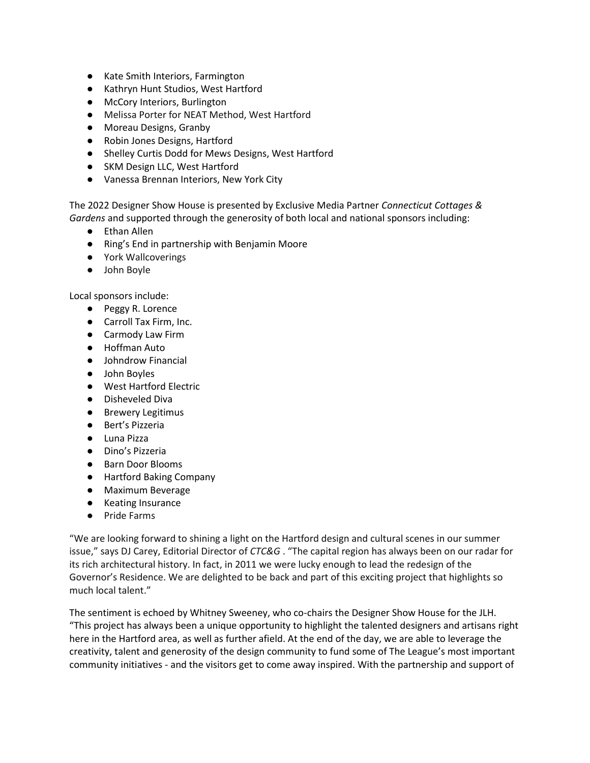- Kate Smith Interiors, Farmington
- Kathryn Hunt Studios, West Hartford
- McCory Interiors, Burlington
- Melissa Porter for NEAT Method, West Hartford
- Moreau Designs, Granby
- Robin Jones Designs, Hartford
- Shelley Curtis Dodd for Mews Designs, West Hartford
- SKM Design LLC, West Hartford
- Vanessa Brennan Interiors, New York City

The 2022 Designer Show House is presented by Exclusive Media Partner *Connecticut Cottages & Gardens* and supported through the generosity of both local and national sponsors including:

- Ethan Allen
- Ring's End in partnership with Benjamin Moore
- York Wallcoverings
- John Boyle

Local sponsors include:

- Peggy R. Lorence
- Carroll Tax Firm, Inc.
- Carmody Law Firm
- Hoffman Auto
- Johndrow Financial
- John Boyles
- West Hartford Electric
- Disheveled Diva
- Brewery Legitimus
- Bert's Pizzeria
- Luna Pizza
- Dino's Pizzeria
- Barn Door Blooms
- Hartford Baking Company
- Maximum Beverage
- Keating Insurance
- Pride Farms

"We are looking forward to shining a light on the Hartford design and cultural scenes in our summer issue," says DJ Carey, Editorial Director of *CTC&G* . "The capital region has always been on our radar for its rich architectural history. In fact, in 2011 we were lucky enough to lead the redesign of the Governor's Residence. We are delighted to be back and part of this exciting project that highlights so much local talent."

The sentiment is echoed by Whitney Sweeney, who co-chairs the Designer Show House for the JLH. "This project has always been a unique opportunity to highlight the talented designers and artisans right here in the Hartford area, as well as further afield. At the end of the day, we are able to leverage the creativity, talent and generosity of the design community to fund some of The League's most important community initiatives - and the visitors get to come away inspired. With the partnership and support of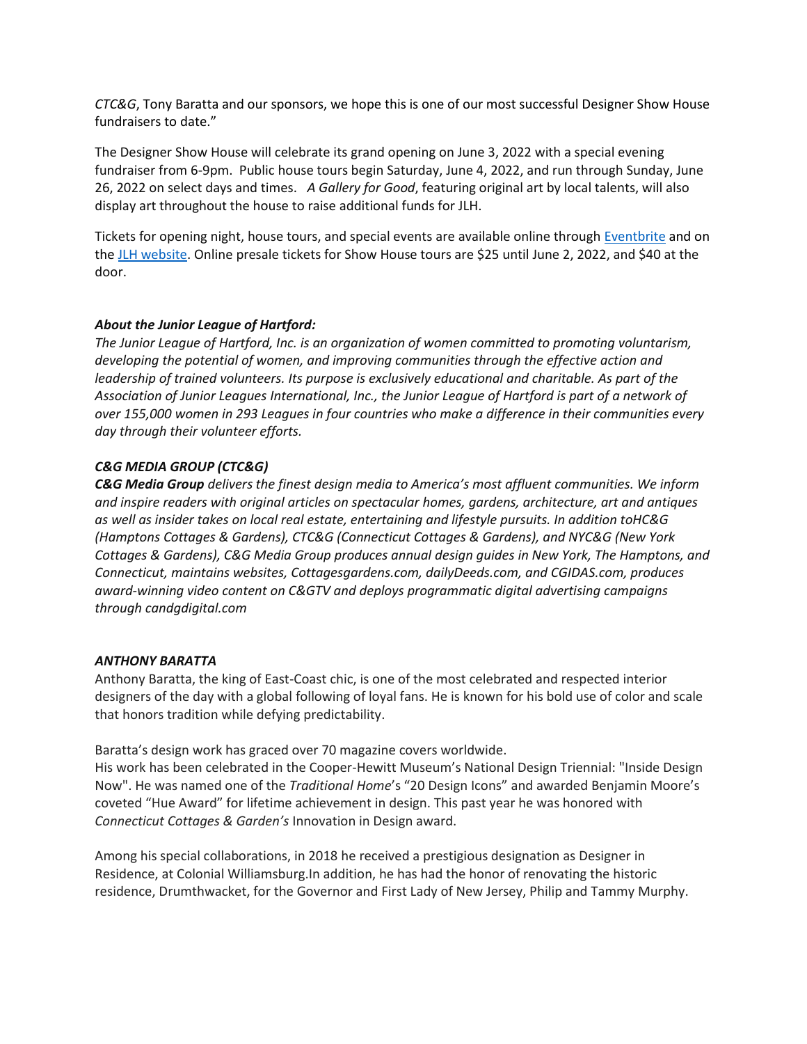*CTC&G*, Tony Baratta and our sponsors, we hope this is one of our most successful Designer Show House fundraisers to date."

The Designer Show House will celebrate its grand opening on June 3, 2022 with a special evening fundraiser from 6-9pm. Public house tours begin Saturday, June 4, 2022, and run through Sunday, June 26, 2022 on select days and times. *A Gallery for Good*, featuring original art by local talents, will also display art throughout the house to raise additional funds for JLH.

Tickets for opening night, house tours, and special events are available online through Eventbrite and on the JLH website. Online presale tickets for Show House tours are $25 until June 2, 2022, and $40 at the door.

***About the Junior League of Hartford:***

*The Junior League of Hartford, Inc. is an organization of women committed to promoting voluntarism, developing the potential of women, and improving communities through the effective action and leadership of trained volunteers. Its purpose is exclusively educational and charitable. As part of the Association of Junior Leagues International, Inc., the Junior League of Hartford is part of a network of over 155,000 women in 293 Leagues in four countries who make a difference in their communities every day through their volunteer efforts.*

***C&G MEDIA GROUP (CTC&G)***

***C&G Media Group*** *delivers the finest design media to America's most affluent communities. We inform and inspire readers with original articles on spectacular homes, gardens, architecture, art and antiques as well as insider takes on local real estate, entertaining and lifestyle pursuits. In addition toHC&G (Hamptons Cottages & Gardens), CTC&G (Connecticut Cottages & Gardens), and NYC&G (New York Cottages & Gardens), C&G Media Group produces annual design guides in New York, The Hamptons, and Connecticut, maintains websites, Cottagesgardens.com, dailyDeeds.com, and CGIDAS.com, produces award-winning video content on C&GTV and deploys programmatic digital advertising campaigns through candgdigital.com*

***ANTHONY BARATTA***

Anthony Baratta, the king of East-Coast chic, is one of the most celebrated and respected interior designers of the day with a global following of loyal fans. He is known for his bold use of color and scale that honors tradition while defying predictability.

Baratta's design work has graced over 70 magazine covers worldwide.
His work has been celebrated in the Cooper-Hewitt Museum's National Design Triennial: "Inside Design Now". He was named one of the *Traditional Home*'s "20 Design Icons" and awarded Benjamin Moore's coveted "Hue Award" for lifetime achievement in design. This past year he was honored with *Connecticut Cottages & Garden's* Innovation in Design award.

Among his special collaborations, in 2018 he received a prestigious designation as Designer in Residence, at Colonial Williamsburg.In addition, he has had the honor of renovating the historic residence, Drumthwacket, for the Governor and First Lady of New Jersey, Philip and Tammy Murphy.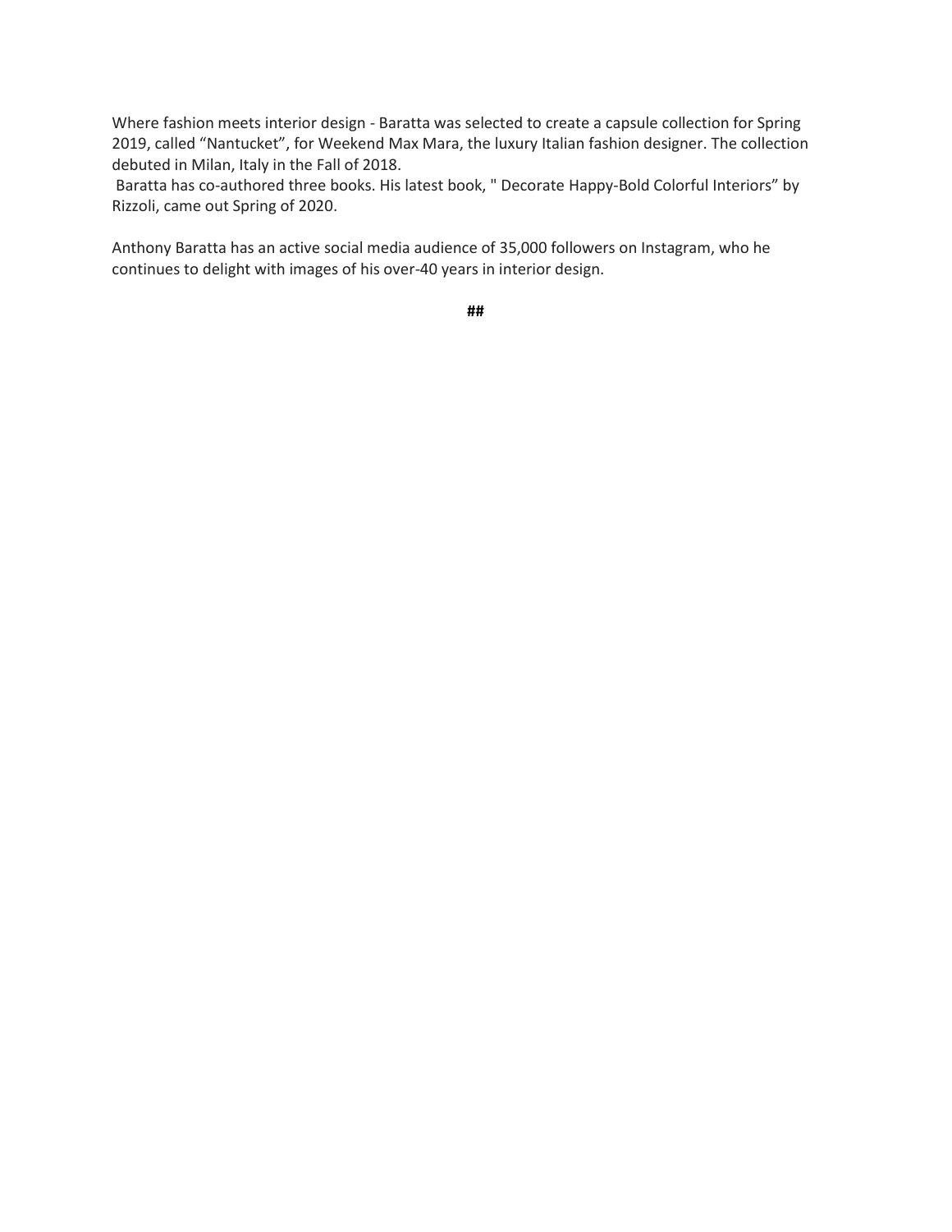Where fashion meets interior design - Baratta was selected to create a capsule collection for Spring 2019, called “Nantucket”, for Weekend Max Mara, the luxury Italian fashion designer. The collection debuted in Milan, Italy in the Fall of 2018.

Baratta has co-authored three books. His latest book, " Decorate Happy-Bold Colorful Interiors” by Rizzoli, came out Spring of 2020.

Anthony Baratta has an active social media audience of 35,000 followers on Instagram, who he continues to delight with images of his over-40 years in interior design.

**##**